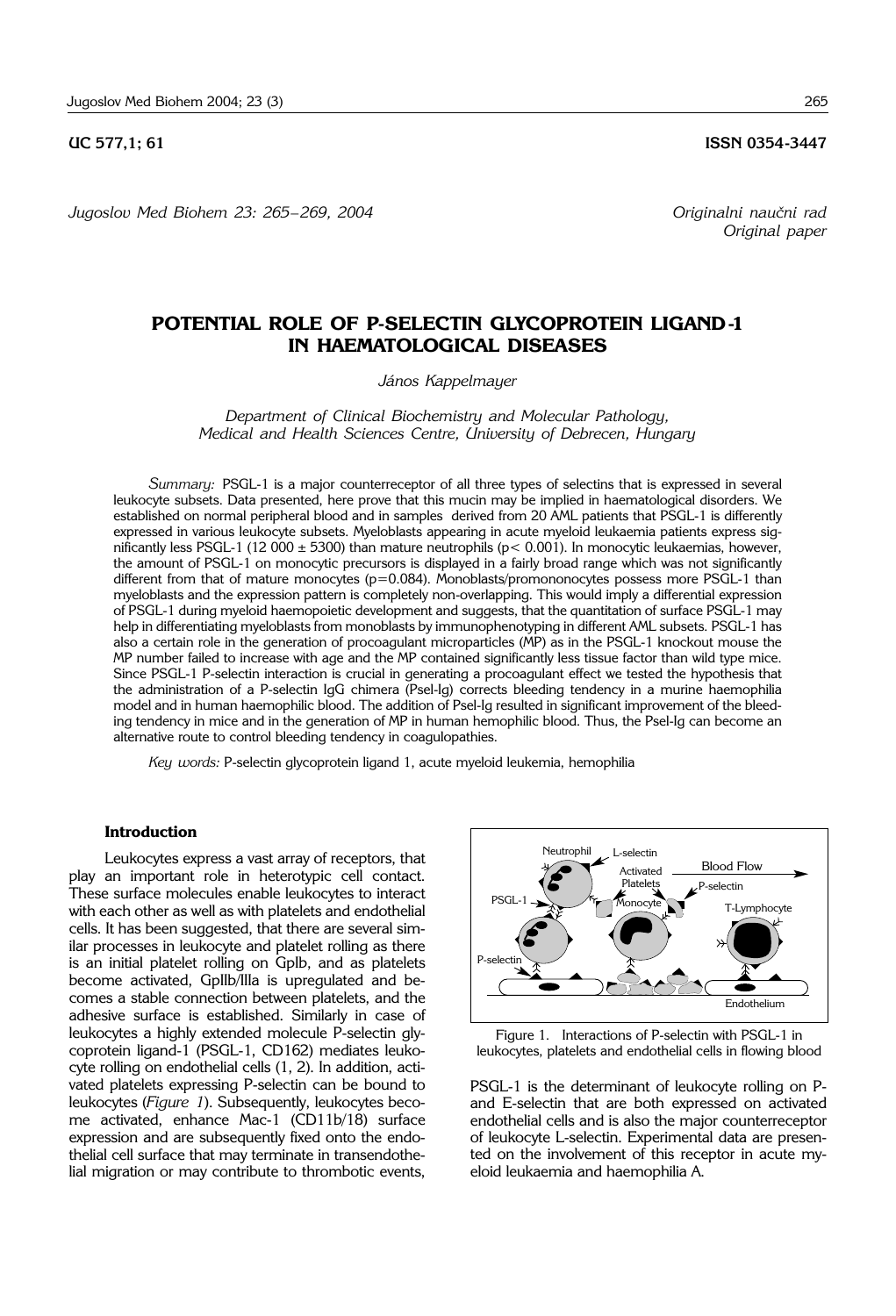UC 577,1; 61 **ISSN 0354-3447**

*Jugoslov Med Biohem 23: 265–269, 2004*

*Originalni naučni rad*
*Original paper*

# POTENTIAL ROLE OF P-SELECTIN GLYCOPROTEIN LIGAND-1 IN HAEMATOLOGICAL DISEASES

*János Kappelmayer*

*Department of Clinical Biochemistry and Molecular Pathology, Medical and Health Sciences Centre, University of Debrecen, Hungary*

*Summary:* PSGL-1 is a major counterreceptor of all three types of selectins that is expressed in several leukocyte subsets. Data presented, here prove that this mucin may be implied in haematological disorders. We established on normal peripheral blood and in samples derived from 20 AML patients that PSGL-1 is differently expressed in various leukocyte subsets. Myeloblasts appearing in acute myeloid leukaemia patients express significantly less PSGL-1 (12 000 ± 5300) than mature neutrophils ($p < 0.001$). In monocytic leukaemias, however, the amount of PSGL-1 on monocytic precursors is displayed in a fairly broad range which was not significantly different from that of mature monocytes ($p=0.084$). Monoblasts/promononocytes possess more PSGL-1 than myeloblasts and the expression pattern is completely non-overlapping. This would imply a differential expression of PSGL-1 during myeloid haemopoietic development and suggests, that the quantitation of surface PSGL-1 may help in differentiating myeloblasts from monoblasts by immunophenotyping in different AML subsets. PSGL-1 has also a certain role in the generation of procoagulant microparticles (MP) as in the PSGL-1 knockout mouse the MP number failed to increase with age and the MP contained significantly less tissue factor than wild type mice. Since PSGL-1 P-selectin interaction is crucial in generating a procoagulant effect we tested the hypothesis that the administration of a P-selectin IgG chimera (Psel-Ig) corrects bleeding tendency in a murine haemophilia model and in human haemophilic blood. The addition of Psel-Ig resulted in significant improvement of the bleeding tendency in mice and in the generation of MP in human hemophilic blood. Thus, the Psel-Ig can become an alternative route to control bleeding tendency in coagulopathies.

*Key words:* P-selectin glycoprotein ligand 1, acute myeloid leukemia, hemophilia

## Introduction

Leukocytes express a vast array of receptors, that play an important role in heterotypic cell contact. These surface molecules enable leukocytes to interact with each other as well as with platelets and endothelial cells. It has been suggested, that there are several similar processes in leukocyte and platelet rolling as there is an initial platelet rolling on GpIb, and as platelets become activated, GpIIb/IIIa is upregulated and becomes a stable connection between platelets, and the adhesive surface is established. Similarly in case of leukocytes a highly extended molecule P-selectin glycoprotein ligand-1 (PSGL-1, CD162) mediates leukocyte rolling on endothelial cells (1, 2). In addition, activated platelets expressing P-selectin can be bound to leukocytes (*Figure 1*). Subsequently, leukocytes become activated, enhance Mac-1 (CD11b/18) surface expression and are subsequently fixed onto the endothelial cell surface that may terminate in transendothelial migration or may contribute to thrombotic events,

Figure 1. Interactions of P-selectin with PSGL-1 in leukocytes, platelets and endothelial cells in flowing blood

PSGL-1 is the determinant of leukocyte rolling on P- and E-selectin that are both expressed on activated endothelial cells and is also the major counterreceptor of leukocyte L-selectin. Experimental data are presented on the involvement of this receptor in acute myeloid leukaemia and haemophilia A.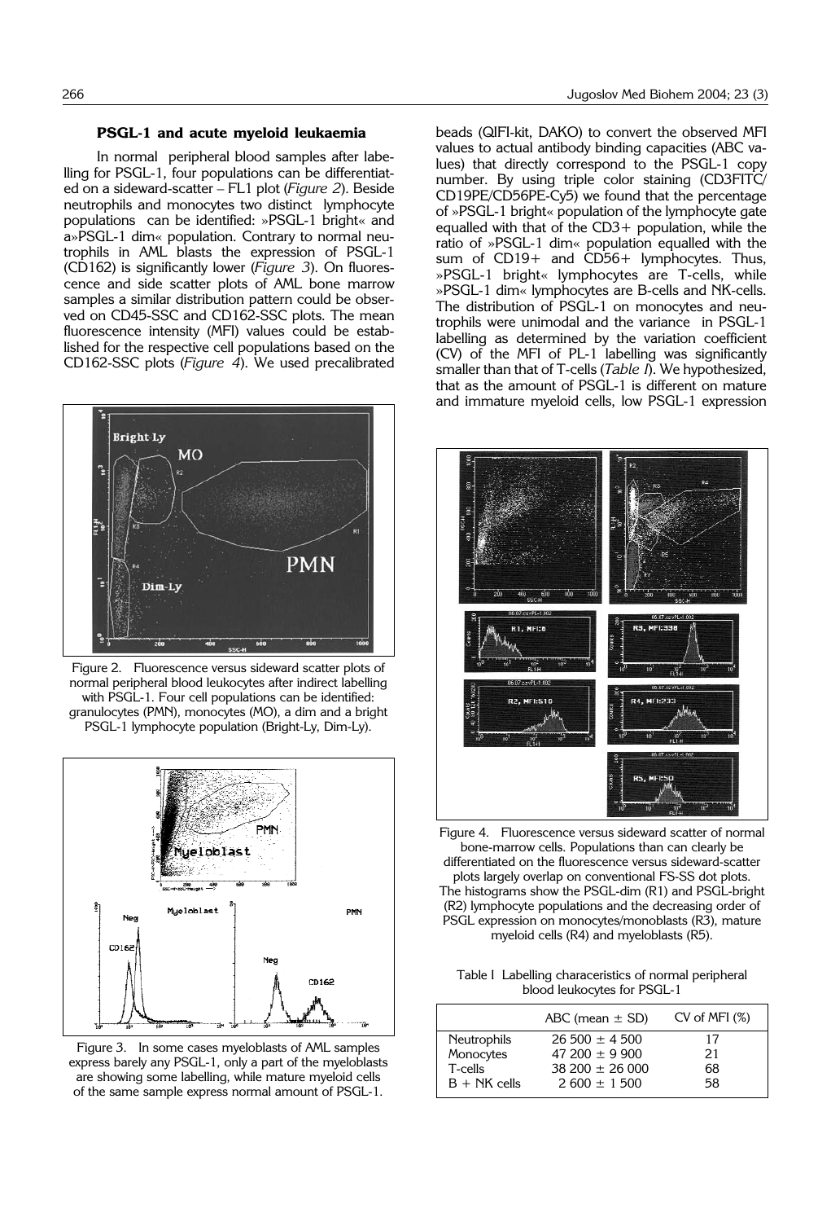### PSGL-1 and acute myeloid leukaemia

In normal peripheral blood samples after labelling for PSGL-1, four populations can be differentiated on a sideward-scatter – FL1 plot (*Figure 2*). Beside neutrophils and monocytes two distinct lymphocyte populations can be identified: »PSGL-1 bright« and a»PSGL-1 dim« population. Contrary to normal neutrophils in AML blasts the expression of PSGL-1 (CD162) is significantly lower (*Figure 3*). On fluorescence and side scatter plots of AML bone marrow samples a similar distribution pattern could be observed on CD45-SSC and CD162-SSC plots. The mean fluorescence intensity (MFI) values could be established for the respective cell populations based on the CD162-SSC plots (*Figure 4*). We used precalibrated beads (QIFI-kit, DAKO) to convert the observed MFI values to actual antibody binding capacities (ABC values) that directly correspond to the PSGL-1 copy number. By using triple color staining (CD3FITC/CD19PE/CD56PE-Cy5) we found that the percentage of »PSGL-1 bright« population of the lymphocyte gate equalled with that of the CD3+ population, while the ratio of »PSGL-1 dim« population equalled with the sum of CD19+ and CD56+ lymphocytes. Thus, »PSGL-1 bright« lymphocytes are T-cells, while »PSGL-1 dim« lymphocytes are B-cells and NK-cells. The distribution of PSGL-1 on monocytes and neutrophils were unimodal and the variance in PSGL-1 labelling as determined by the variation coefficient (CV) of the MFI of PL-1 labelling was significantly smaller than that of T-cells (*Table I*). We hypothesized, that as the amount of PSGL-1 is different on mature and immature myeloid cells, low PSGL-1 expression

Figure 2. Fluorescence versus sideward scatter plots of normal peripheral blood leukocytes after indirect labelling with PSGL-1. Four cell populations can be identified: granulocytes (PMN), monocytes (MO), a dim and a bright PSGL-1 lymphocyte population (Bright-Ly, Dim-Ly).

Figure 3. In some cases myeloblasts of AML samples express barely any PSGL-1, only a part of the myeloblasts are showing some labelling, while mature myeloid cells of the same sample express normal amount of PSGL-1.

Figure 4. Fluorescence versus sideward scatter of normal bone-marrow cells. Populations than can clearly be differentiated on the fluorescence versus sideward-scatter plots largely overlap on conventional FS-SS dot plots. The histograms show the PSGL-dim (R1) and PSGL-bright (R2) lymphocyte populations and the decreasing order of PSGL expression on monocytes/monoblasts (R3), mature myeloid cells (R4) and myeloblasts (R5).

Table I Labelling characeristics of normal peripheral blood leukocytes for PSGL-1

| | ABC (mean ± SD) | CV of MFI (%) |
|---|---|---|
| Neutrophils | 26 500 ± 4 500 | 17 |
| Monocytes | 47 200 ± 9 900 | 21 |
| T-cells | 38 200 ± 26 000 | 68 |
| B + NK cells | 2 600 ± 1 500 | 58 |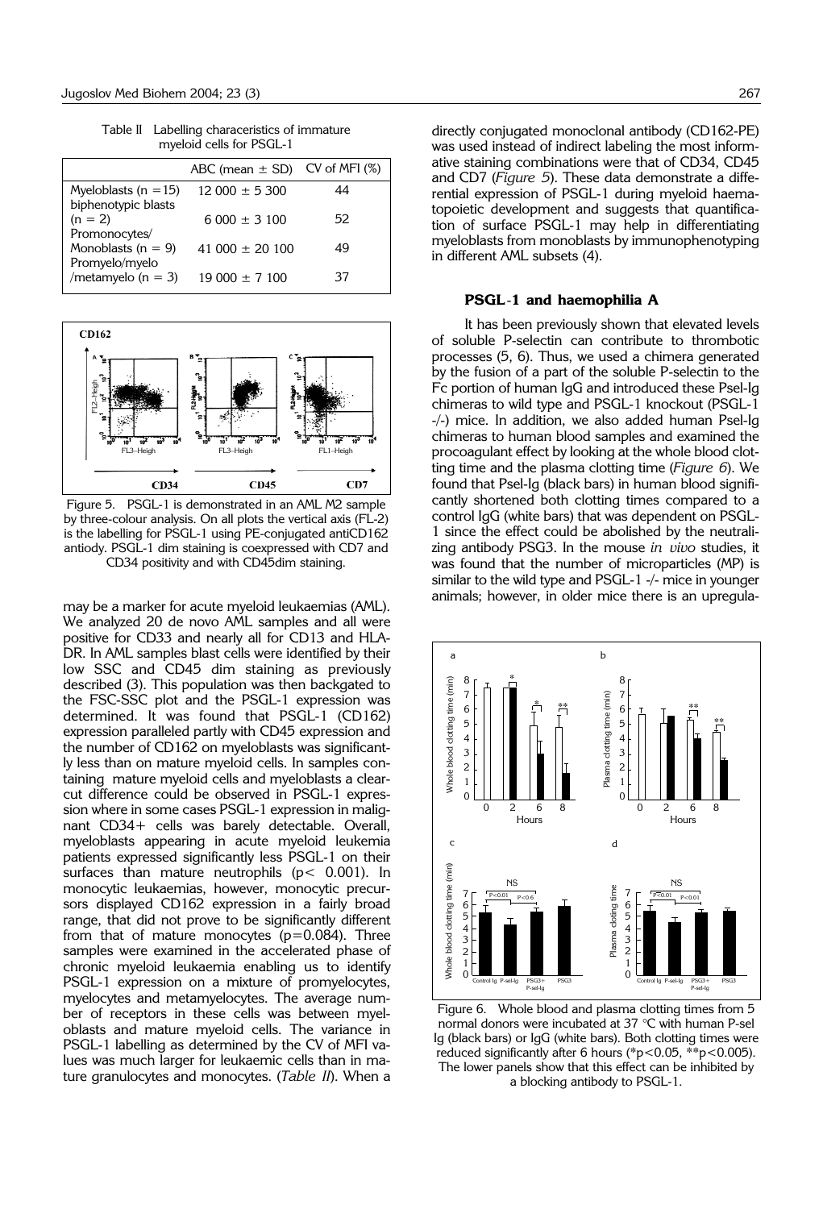Table II Labelling characeristics of immature myeloid cells for PSGL-1

| | ABC (mean ± SD) | CV of MFI (%) |
|---|---|---|
| Myeloblasts (n = 15) | 12 000 ± 5 300 | 44 |
| biphenotypic blasts (n = 2) | 6 000 ± 3 100 | 52 |
| Promonocytes/ Monoblasts (n = 9) | 41 000 ± 20 100 | 49 |
| Promyelo/myelo /metamyelo (n = 3) | 19 000 ± 7 100 | 37 |

Figure 5. PSGL-1 is demonstrated in an AML M2 sample by three-colour analysis. On all plots the vertical axis (FL-2) is the labelling for PSGL-1 using PE-conjugated antiCD162 antiody. PSGL-1 dim staining is coexpressed with CD7 and CD34 positivity and with CD45dim staining.

may be a marker for acute myeloid leukaemias (AML). We analyzed 20 de novo AML samples and all were positive for CD33 and nearly all for CD13 and HLA-DR. In AML samples blast cells were identified by their low SSC and CD45 dim staining as previously described (3). This population was then backgated to the FSC-SSC plot and the PSGL-1 expression was determined. It was found that PSGL-1 (CD162) expression paralleled partly with CD45 expression and the number of CD162 on myeloblasts was significantly less than on mature myeloid cells. In samples containing mature myeloid cells and myeloblasts a clear-cut difference could be observed in PSGL-1 expression where in some cases PSGL-1 expression in malignant CD34+ cells was barely detectable. Overall, myeloblasts appearing in acute myeloid leukemia patients expressed significantly less PSGL-1 on their surfaces than mature neutrophils ($p < 0.001$). In monocytic leukaemias, however, monocytic precursors displayed CD162 expression in a fairly broad range, that did not prove to be significantly different from that of mature monocytes ($p = 0.084$). Three samples were examined in the accelerated phase of chronic myeloid leukaemia enabling us to identify PSGL-1 expression on a mixture of promyelocytes, myelocytes and metamyelocytes. The average number of receptors in these cells was between myeloblasts and mature myeloid cells. The variance in PSGL-1 labelling as determined by the CV of MFI values was much larger for leukaemic cells than in mature granulocytes and monocytes. (*Table II*). When a directly conjugated monoclonal antibody (CD162-PE) was used instead of indirect labeling the most informative staining combinations were that of CD34, CD45 and CD7 (*Figure 5*). These data demonstrate a differential expression of PSGL-1 during myeloid haematopoietic development and suggests that quantification of surface PSGL-1 may help in differentiating myeloblasts from monoblasts by immunophenotyping in different AML subsets (4).

### PSGL-1 and haemophilia A

It has been previously shown that elevated levels of soluble P-selectin can contribute to thrombotic processes (5, 6). Thus, we used a chimera generated by the fusion of a part of the soluble P-selectin to the Fc portion of human IgG and introduced these Psel-Ig chimeras to wild type and PSGL-1 knockout (PSGL-1 -/-) mice. In addition, we also added human Psel-Ig chimeras to human blood samples and examined the procoagulant effect by looking at the whole blood clotting time and the plasma clotting time (*Figure 6*). We found that Psel-Ig (black bars) in human blood significantly shortened both clotting times compared to a control IgG (white bars) that was dependent on PSGL-1 since the effect could be abolished by the neutralizing antibody PSG3. In the mouse *in vivo* studies, it was found that the number of microparticles (MP) is similar to the wild type and PSGL-1 -/- mice in younger animals; however, in older mice there is an upregula-

Figure 6. Whole blood and plasma clotting times from 5 normal donors were incubated at 37 °C with human P-sel Ig (black bars) or IgG (white bars). Both clotting times were reduced significantly after 6 hours (*$p<0.05$, **$p<0.005$). The lower panels show that this effect can be inhibited by a blocking antibody to PSGL-1.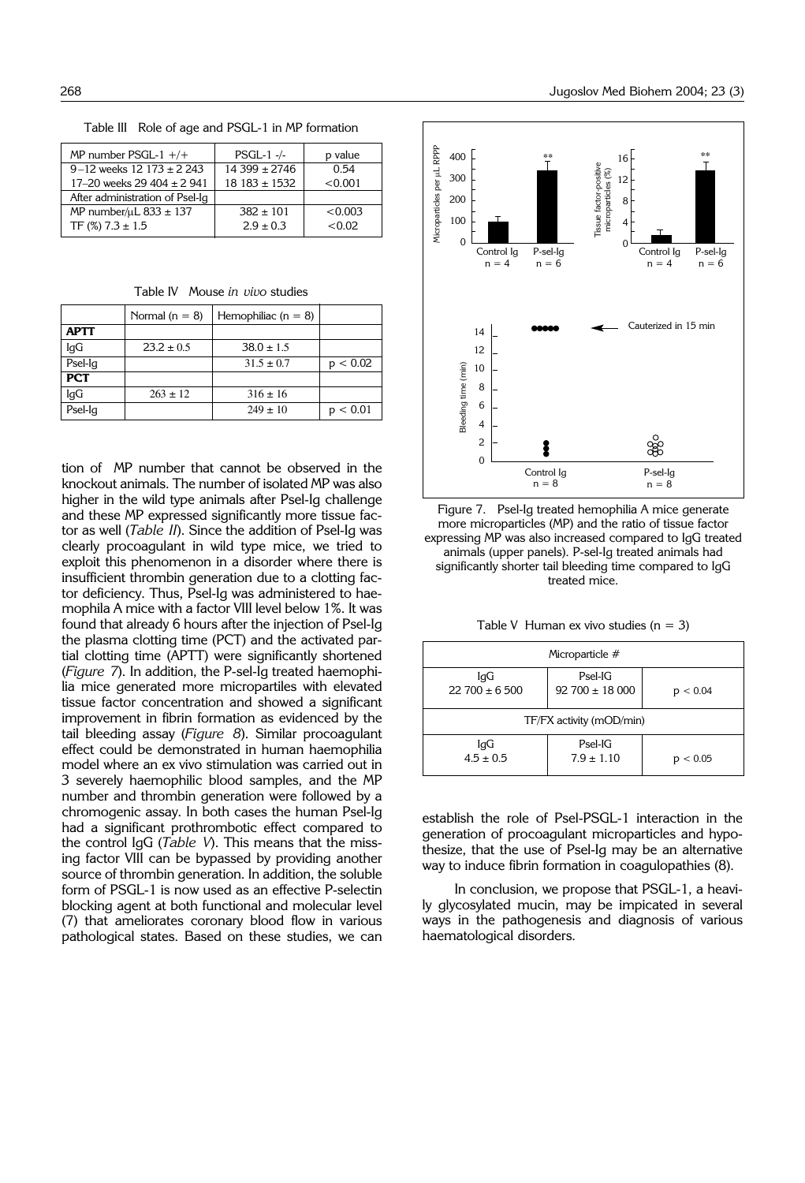Table III Role of age and PSGL-1 in MP formation

| MP number PSGL-1 +/+ | PSGL-1 -/- | p value |
|---|---|---|
| 9–12 weeks 12 173 ± 2 243 | 14 399 ± 2746 | 0.54 |
| 17–20 weeks 29 404 ± 2 941 | 18 183 ± 1532 | <0.001 |
| After administration of Psel-Ig | | |
| MP number/μL 833 ± 137 | 382 ± 101 | <0.003 |
| TF (%) 7.3 ± 1.5 | 2.9 ± 0.3 | <0.02 |

Table IV Mouse *in vivo* studies

| | Normal (n = 8) | Hemophiliac (n = 8) | |
|---|---|---|---|
| **APTT** | | | |
| IgG | 23.2 ± 0.5 | 38.0 ± 1.5 | |
| Psel-Ig | | 31.5 ± 0.7 | $p < 0.02$ |
| **PCT** | | | |
| IgG | 263 ± 12 | 316 ± 16 | |
| Psel-Ig | | 249 ± 10 | $p < 0.01$ |

tion of MP number that cannot be observed in the knockout animals. The number of isolated MP was also higher in the wild type animals after Psel-Ig challenge and these MP expressed significantly more tissue factor as well (*Table II*). Since the addition of Psel-Ig was clearly procoagulant in wild type mice, we tried to exploit this phenomenon in a disorder where there is insufficient thrombin generation due to a clotting factor deficiency. Thus, Psel-Ig was administered to haemophila A mice with a factor VIII level below 1%. It was found that already 6 hours after the injection of Psel-Ig the plasma clotting time (PCT) and the activated partial clotting time (APTT) were significantly shortened (*Figure 7*). In addition, the P-sel-Ig treated haemophilia mice generated more micropartiles with elevated tissue factor concentration and showed a significant improvement in fibrin formation as evidenced by the tail bleeding assay (*Figure 8*). Similar procoagulant effect could be demonstrated in human haemophilia model where an ex vivo stimulation was carried out in 3 severely haemophilic blood samples, and the MP number and thrombin generation were followed by a chromogenic assay. In both cases the human Psel-Ig had a significant prothrombotic effect compared to the control IgG (*Table V*). This means that the missing factor VIII can be bypassed by providing another source of thrombin generation. In addition, the soluble form of PSGL-1 is now used as an effective P-selectin blocking agent at both functional and molecular level (7) that ameliorates coronary blood flow in various pathological states. Based on these studies, we can establish the role of Psel-PSGL-1 interaction in the generation of procoagulant microparticles and hypothesize, that the use of Psel-Ig may be an alternative way to induce fibrin formation in coagulopathies (8).

In conclusion, we propose that PSGL-1, a heavily glycosylated mucin, may be impicated in several ways in the pathogenesis and diagnosis of various haematological disorders.

Figure 7. Psel-Ig treated hemophilia A mice generate more microparticles (MP) and the ratio of tissue factor expressing MP was also increased compared to IgG treated animals (upper panels). P-sel-Ig treated animals had significantly shorter tail bleeding time compared to IgG treated mice.

Table V Human ex vivo studies (n = 3)

| Microparticle # | | |
|---|---|---|
| IgG<br>22 700 ± 6 500 | Psel-IG<br>92 700 ± 18 000 | $p < 0.04$ |
| TF/FX activity (mOD/min) | | |
| IgG<br>4.5 ± 0.5 | Psel-IG<br>7.9 ± 1.10 | $p < 0.05$ |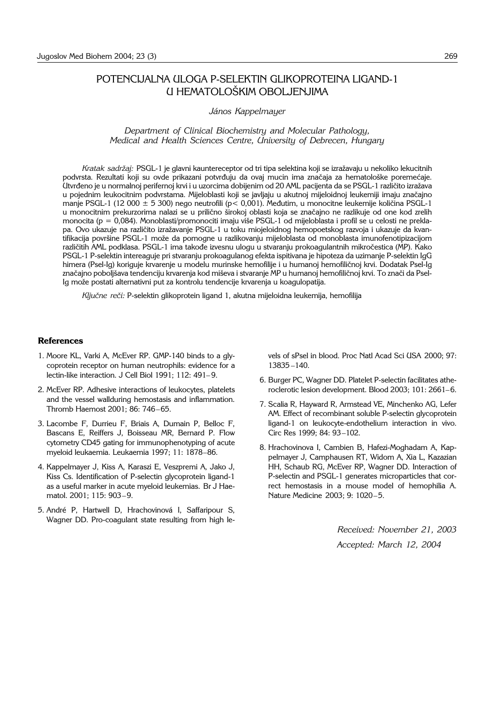# POTENCIJALNA ULOGA P-SELEKTIN GLIKOPROTEINA LIGAND-1 U HEMATOLOŠKIM OBOLJENJIMA

*János Kappelmayer*

*Department of Clinical Biochemistry and Molecular Pathology, Medical and Health Sciences Centre, University of Debrecen, Hungary*

*Kratak sadržaj:* PSGL-1 je glavni kauntereceptor od tri tipa selektina koji se izražavaju u nekoliko lekucitnih podvrsta. Rezultati koji su ovde prikazani potvrđuju da ovaj mucin ima značaja za hematološke poremećaje. Utvrđeno je u normalnoj perifernoj krvi i u uzorcima dobijenim od 20 AML pacijenta da se PSGL-1 različito izražava u pojedinim leukocitnim podvrstama. Mijeloblasti koji se javljaju u akutnoj mijeloidnoj leukemiji imaju značajno manje PSGL-1 (12 000 ± 5 300) nego neutrofili ($p < 0,001$). Međutim, u monocitne leukemije količina PSGL-1 u monocitnim prekurzorima nalazi se u prilično širokoj oblasti koja se značajno ne razlikuje od one kod zrelih monocita ($p = 0,084$). Monoblasti/promonociti imaju više PSGL-1 od mijeloblasta i profil se u celosti ne preklapa. Ovo ukazuje na različito izražavanje PSGL-1 u toku miojeloidnog hemopoetskog razvoja i ukazuje da kvantifikacija površine PSGL-1 može da pomogne u razlikovanju mijeloblasta od monoblasta imunofenotipizacijom različitih AML podklasa. PSGL-1 ima takođe izvesnu ulogu u stvaranju prokoagulantnih mikročestica (MP). Kako PSGL-1 P-selektin intereaguje pri stvaranju prokoagulanog efekta ispitivana je hipoteza da uzimanje P-selektin IgG himera (Psel-Ig) koriguje krvarenje u modelu murinske hemofilije i u humanoj hemofiličnoj krvi. Dodatak Psel-Ig značajno poboljšava tendenciju krvarenja kod miševa i stvaranje MP u humanoj hemofiličnoj krvi. To znači da Psel-Ig može postati alternativni put za kontrolu tendencije krvarenja u koagulopatija.

*Ključne reči:* P-selektin glikoprotein ligand 1, akutna mijeloidna leukemija, hemofilija

### References

1. Moore KL, Varki A, McEver RP. GMP-140 binds to a glycoprotein receptor on human neutrophils: evidence for a lectin-like interaction. J Cell Biol 1991; 112: 491–9.
2. McEver RP. Adhesive interactions of leukocytes, platelets and the vessel wallduring hemostasis and inflammation. Thromb Haemost 2001; 86: 746–65.
3. Lacombe F, Durrieu F, Briais A, Dumain P, Belloc F, Bascans E, Reiffers J, Boisseau MR, Bernard P. Flow cytometry CD45 gating for immunophenotyping of acute myeloid leukaemia. Leukaemia 1997; 11: 1878–86.
4. Kappelmayer J, Kiss A, Karaszi E, Veszpremi A, Jako J, Kiss Cs. Identification of P-selectin glycoprotein ligand-1 as a useful marker in acute myeloid leukemias. Br J Haematol. 2001; 115: 903–9.
5. André P, Hartwell D, Hrachovinová I, Saffaripour S, Wagner DD. Pro-coagulant state resulting from high levels of sPsel in blood. Proc Natl Acad Sci USA 2000; 97: 13835–140.
6. Burger PC, Wagner DD. Platelet P-selectin facilitates atherorclerotic lesion development. Blood 2003; 101: 2661–6.
7. Scalia R, Hayward R, Armstead VE, Minchenko AG, Lefer AM. Effect of recombinant soluble P-selectin glycoprotein ligand-1 on leukocyte-endothelium interaction in vivo. Circ Res 1999; 84: 93–102.
8. Hrachovinova I, Cambien B, Hafezi-Moghadam A, Kappelmayer J, Camphausen RT, Widom A, Xia L, Kazazian HH, Schaub RG, McEver RP, Wagner DD. Interaction of P-selectin and PSGL-1 generates microparticles that correct hemostasis in a mouse model of hemophilia A. Nature Medicine 2003; 9: 1020–5.

*Received: November 21, 2003*

*Accepted: March 12, 2004*